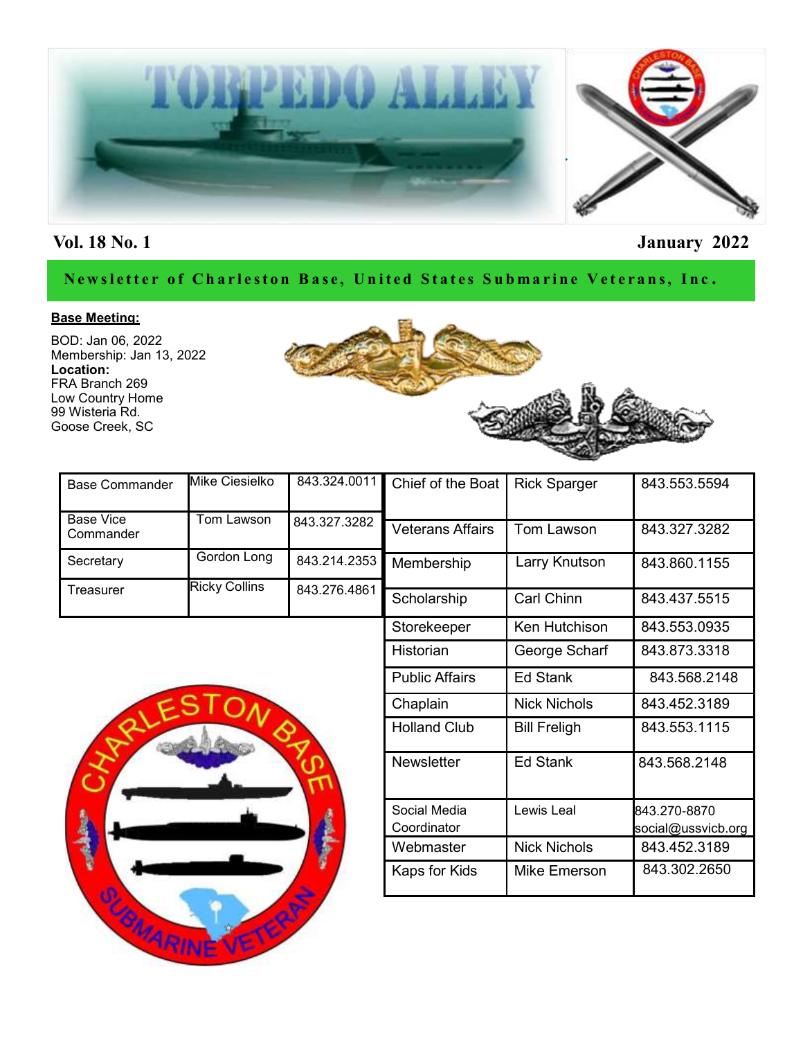# TORPEDO ALLEY

**Vol. 18 No. 1** **January 2022**

**Newsletter of Charleston Base, United States Submarine Veterans, Inc.**

**Base Meeting:**

BOD: Jan 06, 2022
Membership: Jan 13, 2022
**Location:**
FRA Branch 269
Low Country Home
99 Wisteria Rd.
Goose Creek, SC

| Base Commander | Mike Ciesielko | 843.324.0011 |
|---|---|---|
| Base Vice Commander | Tom Lawson | 843.327.3282 |
| Secretary | Gordon Long | 843.214.2353 |
| Treasurer | Ricky Collins | 843.276.4861 |

| Chief of the Boat | Rick Sparger | 843.553.5594 |
|---|---|---|
| Veterans Affairs | Tom Lawson | 843.327.3282 |
| Membership | Larry Knutson | 843.860.1155 |
| Scholarship | Carl Chinn | 843.437.5515 |
| Storekeeper | Ken Hutchison | 843.553.0935 |
| Historian | George Scharf | 843.873.3318 |
| Public Affairs | Ed Stank | 843.568.2148 |
| Chaplain | Nick Nichols | 843.452.3189 |
| Holland Club | Bill Freligh | 843.553.1115 |
| Newsletter | Ed Stank | 843.568.2148 |
| Social Media Coordinator | Lewis Leal | 843.270-8870 social@ussvicb.org |
| Webmaster | Nick Nichols | 843.452.3189 |
| Kaps for Kids | Mike Emerson | 843.302.2650 |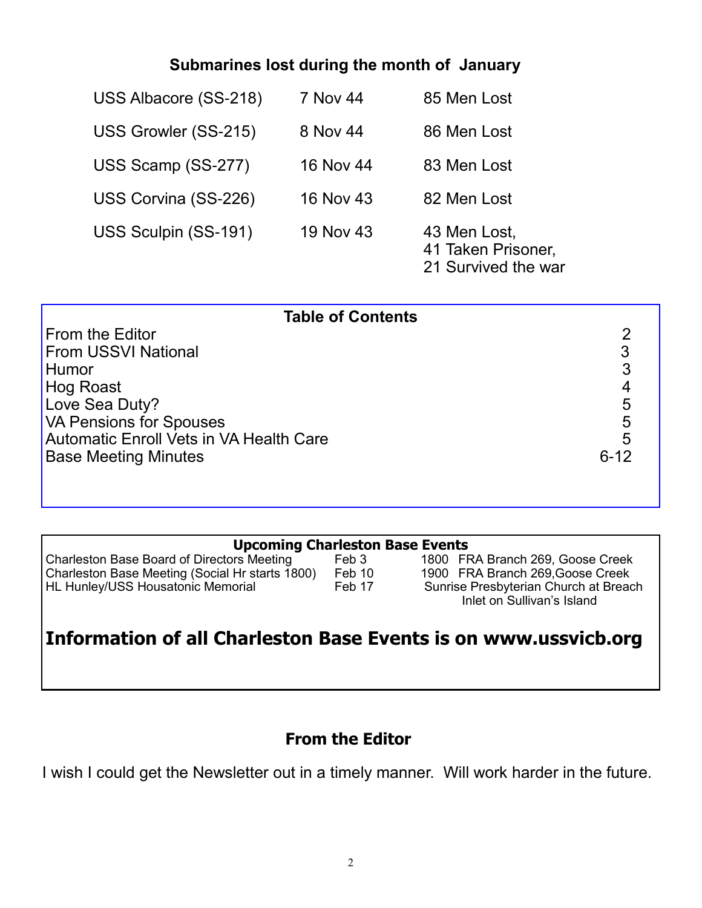## Submarines lost during the month of January

| | | |
|---|---|---|
| USS Albacore (SS-218) | 7 Nov 44 | 85 Men Lost |
| USS Growler (SS-215) | 8 Nov 44 | 86 Men Lost |
| USS Scamp (SS-277) | 16 Nov 44 | 83 Men Lost |
| USS Corvina (SS-226) | 16 Nov 43 | 82 Men Lost |
| USS Sculpin (SS-191) | 19 Nov 43 | 43 Men Lost, 41 Taken Prisoner, 21 Survived the war |

## Table of Contents

| | |
|---|---|
| From the Editor | 2 |
| From USSVI National | 3 |
| Humor | 3 |
| Hog Roast | 4 |
| Love Sea Duty? | 5 |
| VA Pensions for Spouses | 5 |
| Automatic Enroll Vets in VA Health Care | 5 |
| Base Meeting Minutes | 6-12 |

## Upcoming Charleston Base Events

| | | |
|---|---|---|
| Charleston Base Board of Directors Meeting | Feb 3 | 1800 FRA Branch 269, Goose Creek |
| Charleston Base Meeting (Social Hr starts 1800) | Feb 10 | 1900 FRA Branch 269,Goose Creek |
| HL Hunley/USS Housatonic Memorial | Feb 17 | Sunrise Presbyterian Church at Breach Inlet on Sullivan's Island |

**Information of all Charleston Base Events is on www.ussvicb.org**

## From the Editor

I wish I could get the Newsletter out in a timely manner. Will work harder in the future.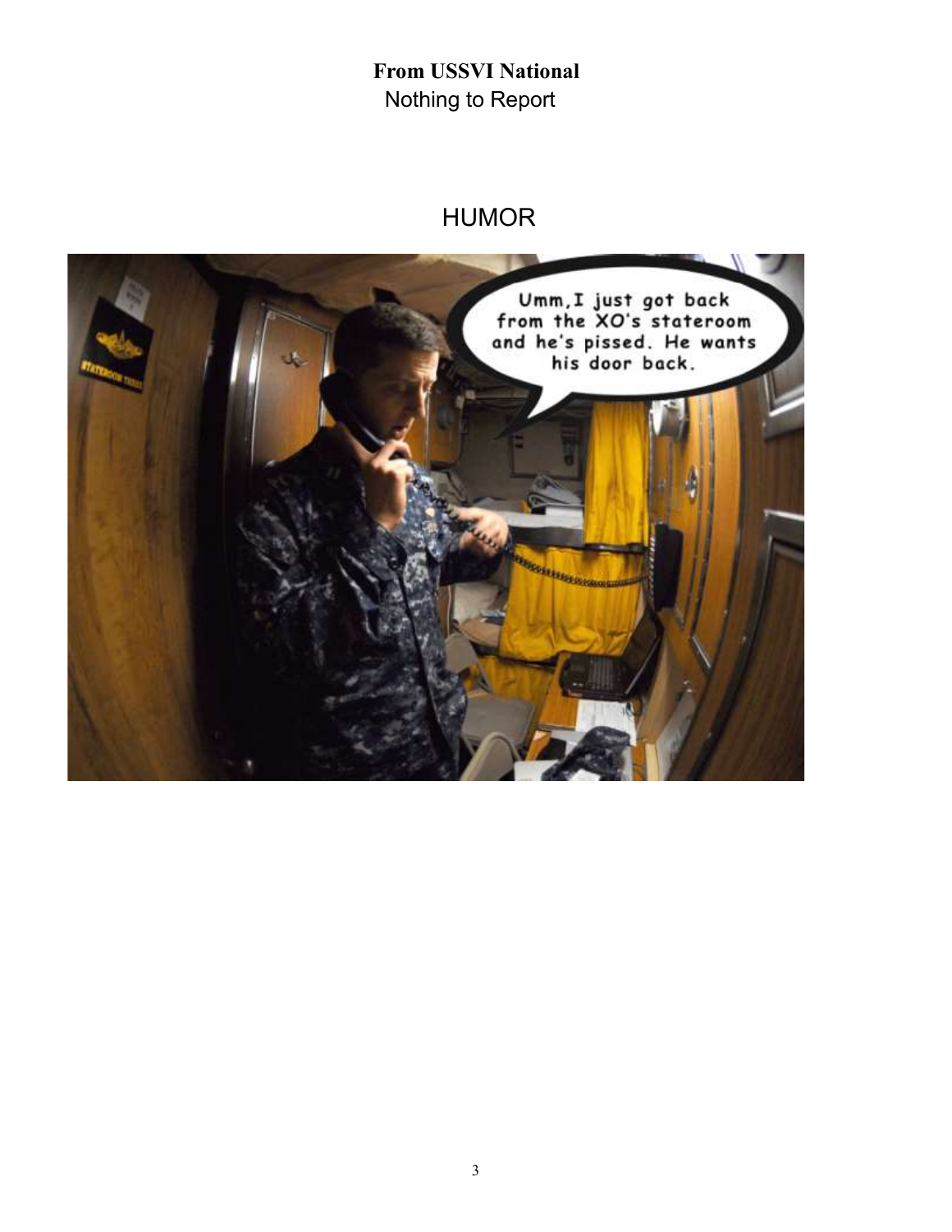**From USSVI National**

Nothing to Report

# HUMOR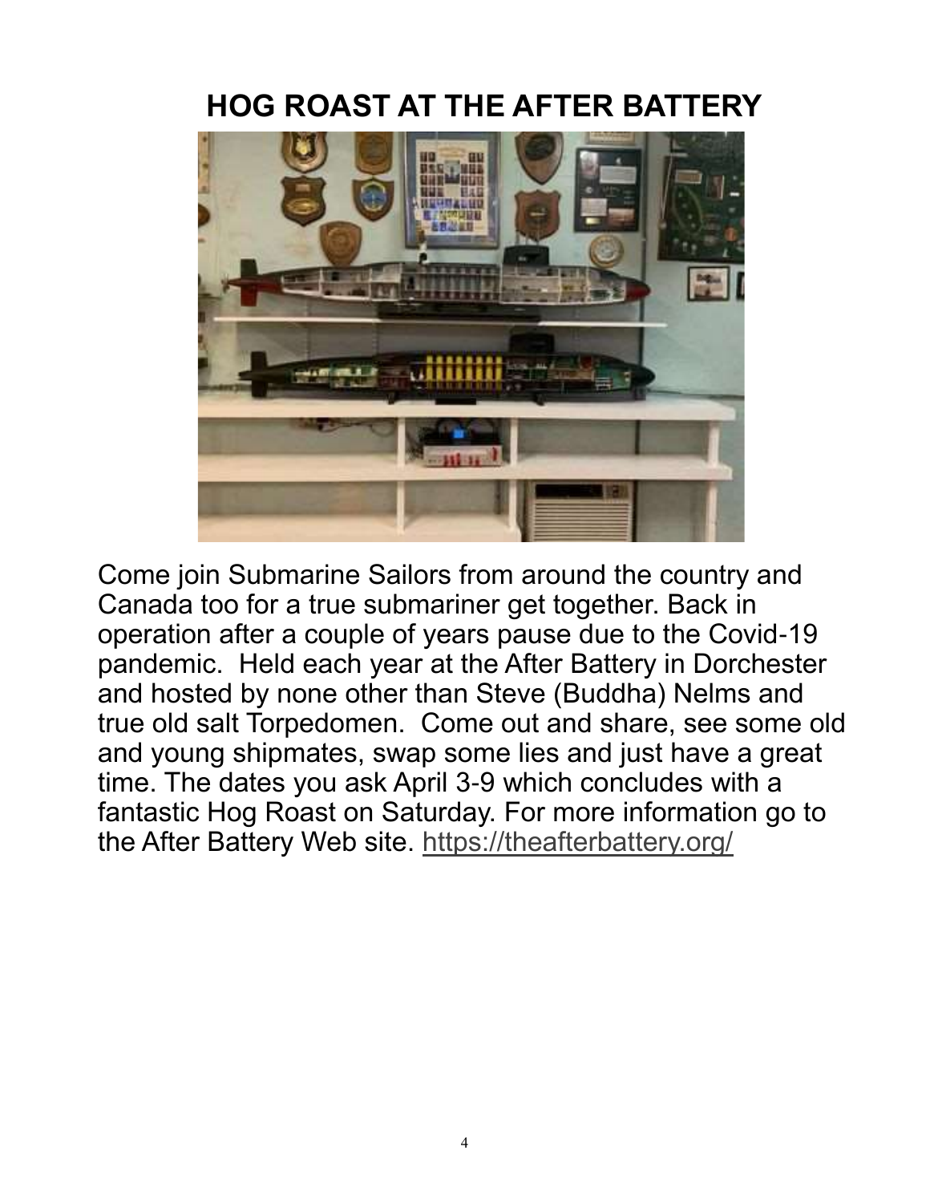# HOG ROAST AT THE AFTER BATTERY

Come join Submarine Sailors from around the country and Canada too for a true submariner get together. Back in operation after a couple of years pause due to the Covid-19 pandemic. Held each year at the After Battery in Dorchester and hosted by none other than Steve (Buddha) Nelms and true old salt Torpedomen. Come out and share, see some old and young shipmates, swap some lies and just have a great time. The dates you ask April 3-9 which concludes with a fantastic Hog Roast on Saturday. For more information go to the After Battery Web site. https://theafterbattery.org/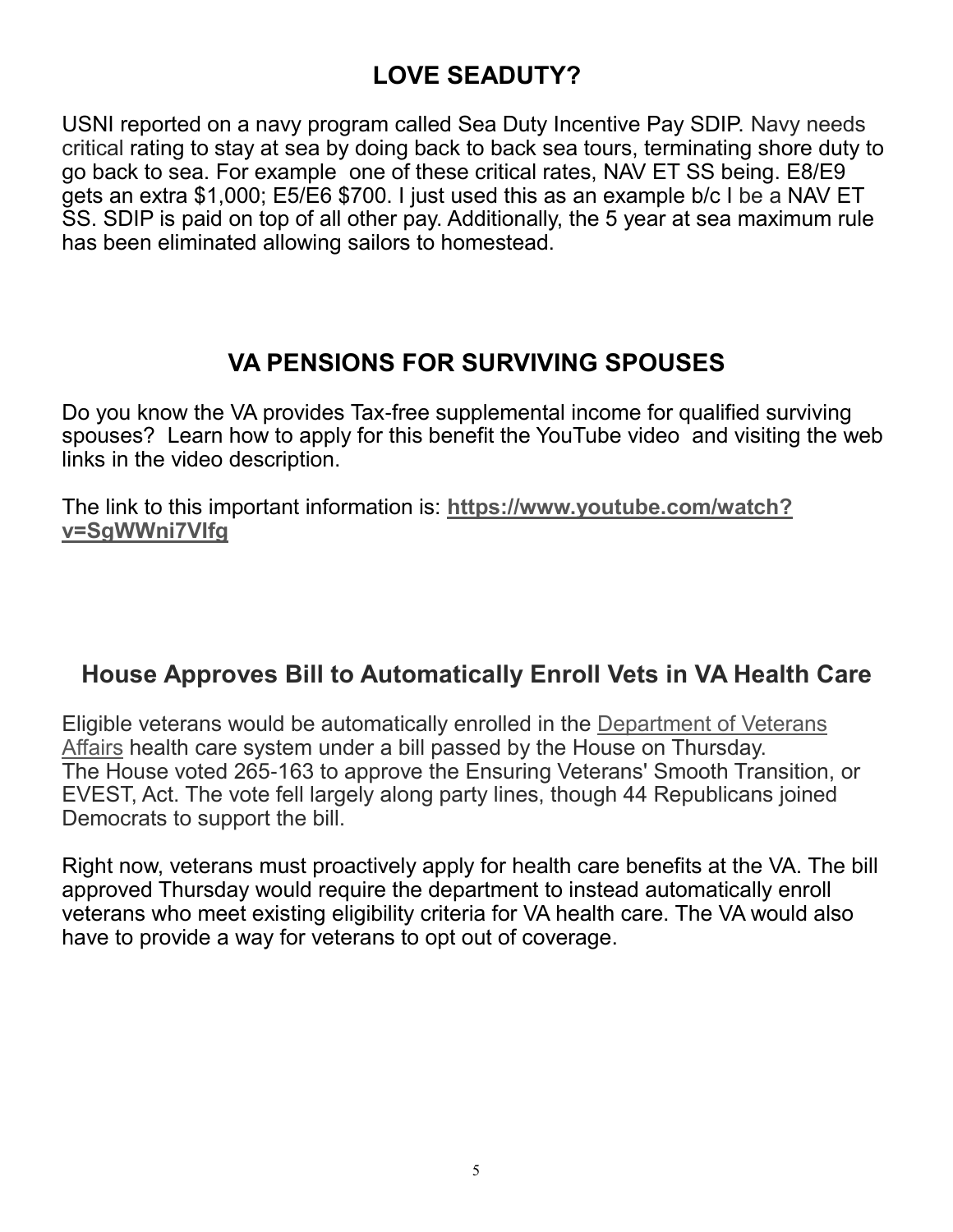## LOVE SEADUTY?

USNI reported on a navy program called Sea Duty Incentive Pay SDIP. Navy needs critical rating to stay at sea by doing back to back sea tours, terminating shore duty to go back to sea. For example one of these critical rates, NAV ET SS being. E8/E9 gets an extra $1,000; E5/E6 $700. I just used this as an example b/c I be a NAV ET SS. SDIP is paid on top of all other pay. Additionally, the 5 year at sea maximum rule has been eliminated allowing sailors to homestead.

## VA PENSIONS FOR SURVIVING SPOUSES

Do you know the VA provides Tax-free supplemental income for qualified surviving spouses? Learn how to apply for this benefit the YouTube video and visiting the web links in the video description.

The link to this important information is: **https://www.youtube.com/watch?v=SgWWni7Vlfg**

## House Approves Bill to Automatically Enroll Vets in VA Health Care

Eligible veterans would be automatically enrolled in the Department of Veterans Affairs health care system under a bill passed by the House on Thursday. The House voted 265-163 to approve the Ensuring Veterans' Smooth Transition, or EVEST, Act. The vote fell largely along party lines, though 44 Republicans joined Democrats to support the bill.

Right now, veterans must proactively apply for health care benefits at the VA. The bill approved Thursday would require the department to instead automatically enroll veterans who meet existing eligibility criteria for VA health care. The VA would also have to provide a way for veterans to opt out of coverage.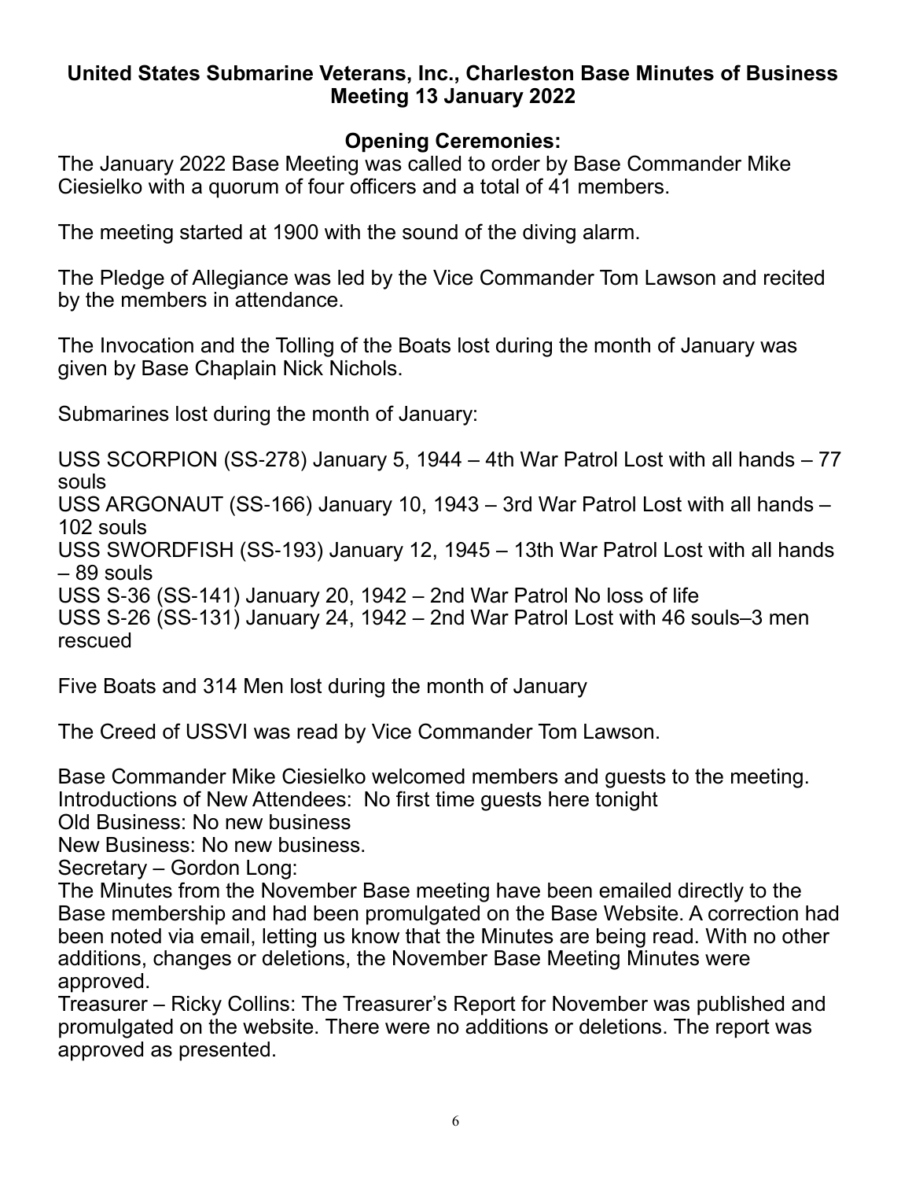**United States Submarine Veterans, Inc., Charleston Base Minutes of Business Meeting 13 January 2022**

**Opening Ceremonies:**

The January 2022 Base Meeting was called to order by Base Commander Mike Ciesielko with a quorum of four officers and a total of 41 members.

The meeting started at 1900 with the sound of the diving alarm.

The Pledge of Allegiance was led by the Vice Commander Tom Lawson and recited by the members in attendance.

The Invocation and the Tolling of the Boats lost during the month of January was given by Base Chaplain Nick Nichols.

Submarines lost during the month of January:

USS SCORPION (SS-278) January 5, 1944 – 4th War Patrol Lost with all hands – 77 souls
USS ARGONAUT (SS-166) January 10, 1943 – 3rd War Patrol Lost with all hands – 102 souls
USS SWORDFISH (SS-193) January 12, 1945 – 13th War Patrol Lost with all hands – 89 souls
USS S-36 (SS-141) January 20, 1942 – 2nd War Patrol No loss of life
USS S-26 (SS-131) January 24, 1942 – 2nd War Patrol Lost with 46 souls–3 men rescued

Five Boats and 314 Men lost during the month of January

The Creed of USSVI was read by Vice Commander Tom Lawson.

Base Commander Mike Ciesielko welcomed members and guests to the meeting.
Introductions of New Attendees: No first time guests here tonight
Old Business: No new business
New Business: No new business.
Secretary – Gordon Long:
The Minutes from the November Base meeting have been emailed directly to the Base membership and had been promulgated on the Base Website. A correction had been noted via email, letting us know that the Minutes are being read. With no other additions, changes or deletions, the November Base Meeting Minutes were approved.
Treasurer – Ricky Collins: The Treasurer's Report for November was published and promulgated on the website. There were no additions or deletions. The report was approved as presented.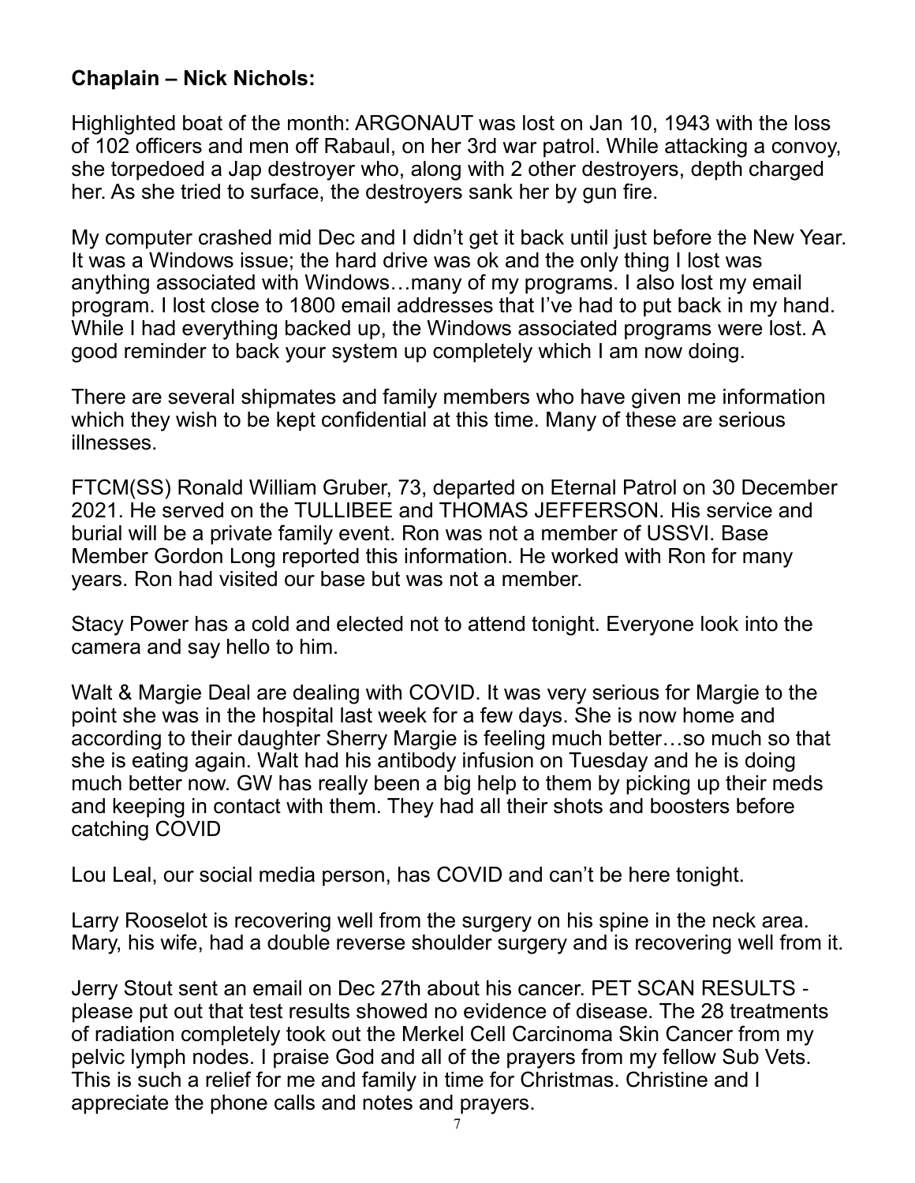**Chaplain – Nick Nichols:**

Highlighted boat of the month: ARGONAUT was lost on Jan 10, 1943 with the loss of 102 officers and men off Rabaul, on her 3rd war patrol. While attacking a convoy, she torpedoed a Jap destroyer who, along with 2 other destroyers, depth charged her. As she tried to surface, the destroyers sank her by gun fire.

My computer crashed mid Dec and I didn't get it back until just before the New Year. It was a Windows issue; the hard drive was ok and the only thing I lost was anything associated with Windows…many of my programs. I also lost my email program. I lost close to 1800 email addresses that I've had to put back in my hand. While I had everything backed up, the Windows associated programs were lost. A good reminder to back your system up completely which I am now doing.

There are several shipmates and family members who have given me information which they wish to be kept confidential at this time. Many of these are serious illnesses.

FTCM(SS) Ronald William Gruber, 73, departed on Eternal Patrol on 30 December 2021. He served on the TULLIBEE and THOMAS JEFFERSON. His service and burial will be a private family event. Ron was not a member of USSVI. Base Member Gordon Long reported this information. He worked with Ron for many years. Ron had visited our base but was not a member.

Stacy Power has a cold and elected not to attend tonight. Everyone look into the camera and say hello to him.

Walt & Margie Deal are dealing with COVID. It was very serious for Margie to the point she was in the hospital last week for a few days. She is now home and according to their daughter Sherry Margie is feeling much better…so much so that she is eating again. Walt had his antibody infusion on Tuesday and he is doing much better now. GW has really been a big help to them by picking up their meds and keeping in contact with them. They had all their shots and boosters before catching COVID

Lou Leal, our social media person, has COVID and can't be here tonight.

Larry Rooselot is recovering well from the surgery on his spine in the neck area. Mary, his wife, had a double reverse shoulder surgery and is recovering well from it.

Jerry Stout sent an email on Dec 27th about his cancer. PET SCAN RESULTS - please put out that test results showed no evidence of disease. The 28 treatments of radiation completely took out the Merkel Cell Carcinoma Skin Cancer from my pelvic lymph nodes. I praise God and all of the prayers from my fellow Sub Vets. This is such a relief for me and family in time for Christmas. Christine and I appreciate the phone calls and notes and prayers.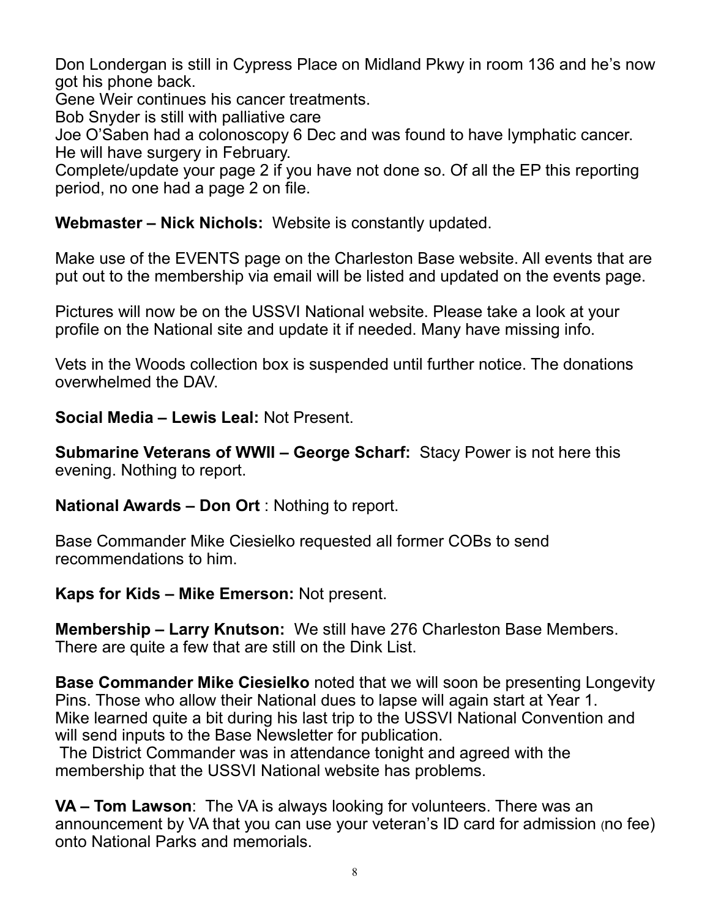Don Londergan is still in Cypress Place on Midland Pkwy in room 136 and he's now got his phone back.
Gene Weir continues his cancer treatments.
Bob Snyder is still with palliative care
Joe O'Saben had a colonoscopy 6 Dec and was found to have lymphatic cancer. He will have surgery in February.
Complete/update your page 2 if you have not done so. Of all the EP this reporting period, no one had a page 2 on file.

**Webmaster – Nick Nichols:** Website is constantly updated.

Make use of the EVENTS page on the Charleston Base website. All events that are put out to the membership via email will be listed and updated on the events page.

Pictures will now be on the USSVI National website. Please take a look at your profile on the National site and update it if needed. Many have missing info.

Vets in the Woods collection box is suspended until further notice. The donations overwhelmed the DAV.

**Social Media – Lewis Leal:** Not Present.

**Submarine Veterans of WWII – George Scharf:** Stacy Power is not here this evening. Nothing to report.

**National Awards – Don Ort** : Nothing to report.

Base Commander Mike Ciesielko requested all former COBs to send recommendations to him.

**Kaps for Kids – Mike Emerson:** Not present.

**Membership – Larry Knutson:** We still have 276 Charleston Base Members. There are quite a few that are still on the Dink List.

**Base Commander Mike Ciesielko** noted that we will soon be presenting Longevity Pins. Those who allow their National dues to lapse will again start at Year 1. Mike learned quite a bit during his last trip to the USSVI National Convention and will send inputs to the Base Newsletter for publication.
The District Commander was in attendance tonight and agreed with the membership that the USSVI National website has problems.

**VA – Tom Lawson**: The VA is always looking for volunteers. There was an announcement by VA that you can use your veteran's ID card for admission (no fee) onto National Parks and memorials.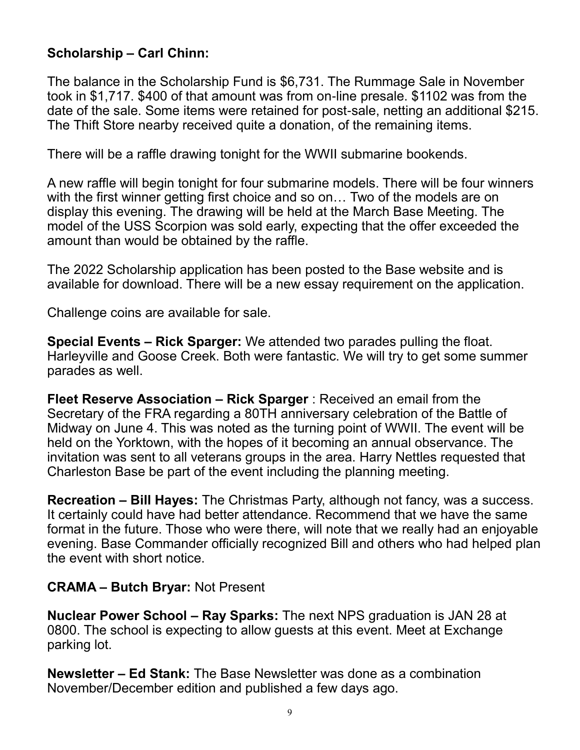**Scholarship – Carl Chinn:**

The balance in the Scholarship Fund is $6,731. The Rummage Sale in November took in $1,717. $400 of that amount was from on-line presale. $1102 was from the date of the sale. Some items were retained for post-sale, netting an additional $215. The Thift Store nearby received quite a donation, of the remaining items.

There will be a raffle drawing tonight for the WWII submarine bookends.

A new raffle will begin tonight for four submarine models. There will be four winners with the first winner getting first choice and so on… Two of the models are on display this evening. The drawing will be held at the March Base Meeting. The model of the USS Scorpion was sold early, expecting that the offer exceeded the amount than would be obtained by the raffle.

The 2022 Scholarship application has been posted to the Base website and is available for download. There will be a new essay requirement on the application.

Challenge coins are available for sale.

**Special Events – Rick Sparger:** We attended two parades pulling the float. Harleyville and Goose Creek. Both were fantastic. We will try to get some summer parades as well.

**Fleet Reserve Association – Rick Sparger** : Received an email from the Secretary of the FRA regarding a 80TH anniversary celebration of the Battle of Midway on June 4. This was noted as the turning point of WWII. The event will be held on the Yorktown, with the hopes of it becoming an annual observance. The invitation was sent to all veterans groups in the area. Harry Nettles requested that Charleston Base be part of the event including the planning meeting.

**Recreation – Bill Hayes:** The Christmas Party, although not fancy, was a success. It certainly could have had better attendance. Recommend that we have the same format in the future. Those who were there, will note that we really had an enjoyable evening. Base Commander officially recognized Bill and others who had helped plan the event with short notice.

**CRAMA – Butch Bryar:** Not Present

**Nuclear Power School – Ray Sparks:** The next NPS graduation is JAN 28 at 0800. The school is expecting to allow guests at this event. Meet at Exchange parking lot.

**Newsletter – Ed Stank:** The Base Newsletter was done as a combination November/December edition and published a few days ago.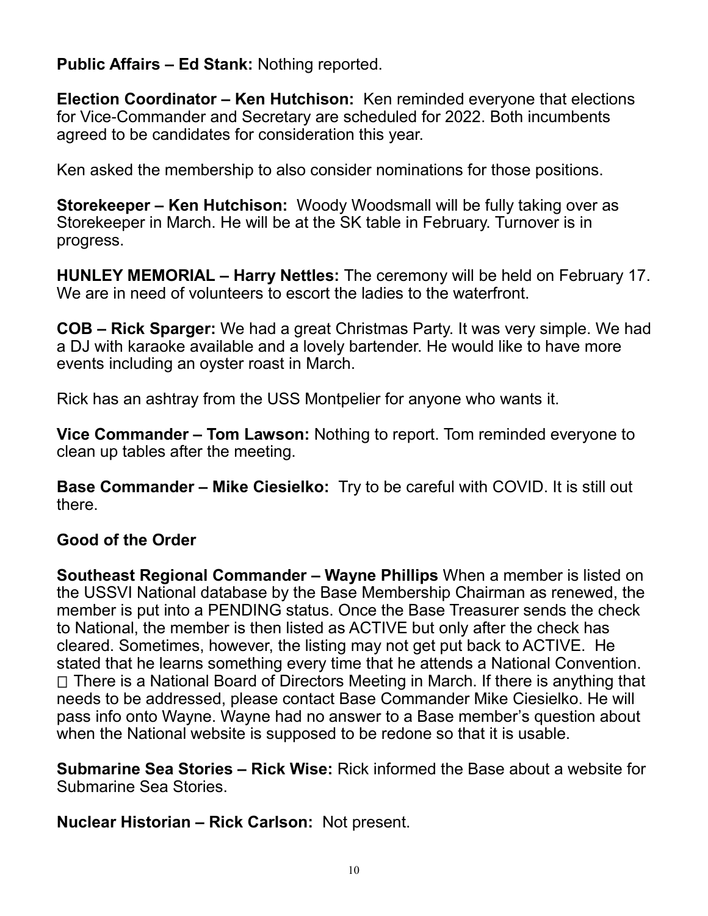**Public Affairs – Ed Stank:** Nothing reported.

**Election Coordinator – Ken Hutchison:** Ken reminded everyone that elections for Vice-Commander and Secretary are scheduled for 2022. Both incumbents agreed to be candidates for consideration this year.

Ken asked the membership to also consider nominations for those positions.

**Storekeeper – Ken Hutchison:** Woody Woodsmall will be fully taking over as Storekeeper in March. He will be at the SK table in February. Turnover is in progress.

**HUNLEY MEMORIAL – Harry Nettles:** The ceremony will be held on February 17. We are in need of volunteers to escort the ladies to the waterfront.

**COB – Rick Sparger:** We had a great Christmas Party. It was very simple. We had a DJ with karaoke available and a lovely bartender. He would like to have more events including an oyster roast in March.

Rick has an ashtray from the USS Montpelier for anyone who wants it.

**Vice Commander – Tom Lawson:** Nothing to report. Tom reminded everyone to clean up tables after the meeting.

**Base Commander – Mike Ciesielko:** Try to be careful with COVID. It is still out there.

**Good of the Order**

**Southeast Regional Commander – Wayne Phillips** When a member is listed on the USSVI National database by the Base Membership Chairman as renewed, the member is put into a PENDING status. Once the Base Treasurer sends the check to National, the member is then listed as ACTIVE but only after the check has cleared. Sometimes, however, the listing may not get put back to ACTIVE. He stated that he learns something every time that he attends a National Convention. There is a National Board of Directors Meeting in March. If there is anything that needs to be addressed, please contact Base Commander Mike Ciesielko. He will pass info onto Wayne. Wayne had no answer to a Base member's question about when the National website is supposed to be redone so that it is usable.

**Submarine Sea Stories – Rick Wise:** Rick informed the Base about a website for Submarine Sea Stories.

**Nuclear Historian – Rick Carlson:** Not present.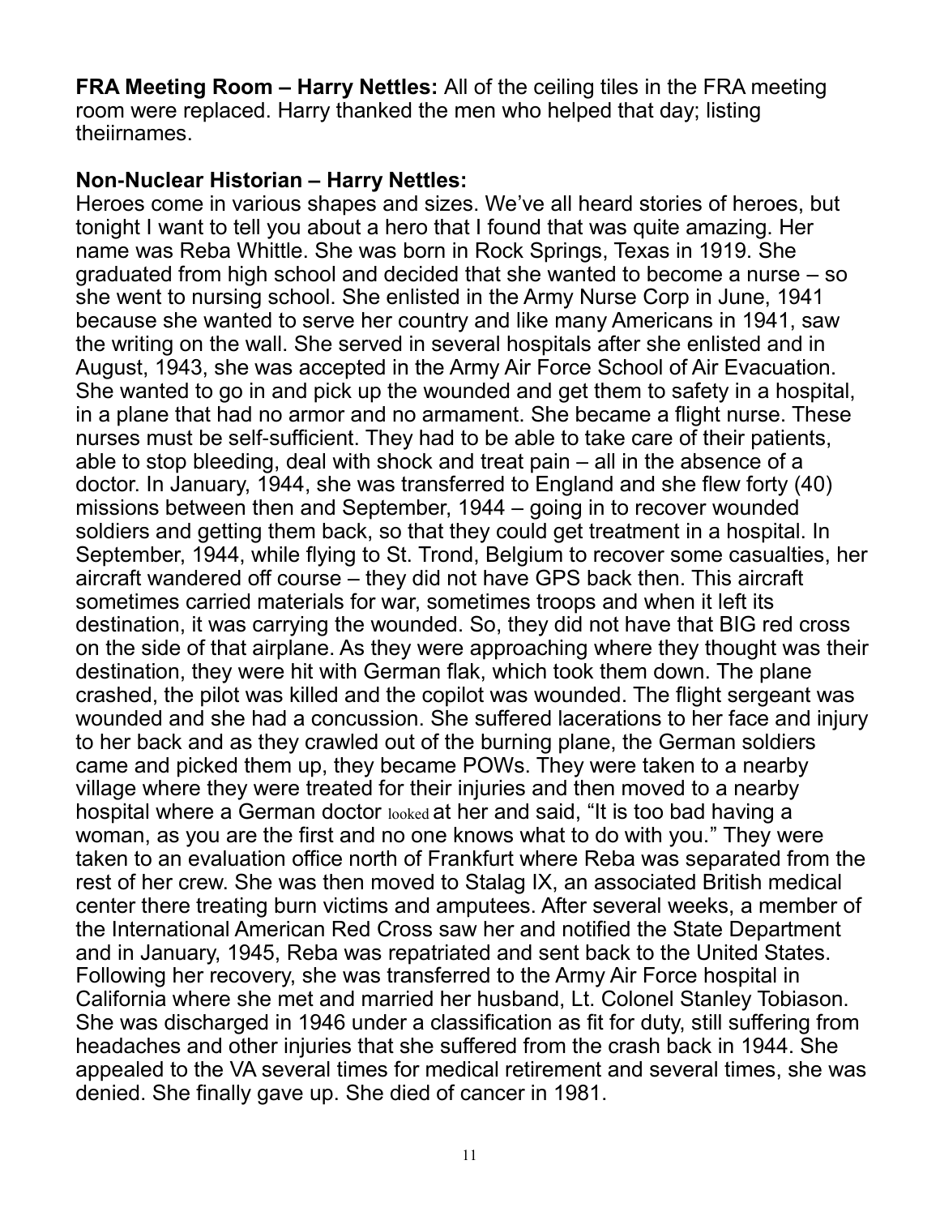**FRA Meeting Room – Harry Nettles:** All of the ceiling tiles in the FRA meeting room were replaced. Harry thanked the men who helped that day; listing theiirnames.

**Non-Nuclear Historian – Harry Nettles:**
Heroes come in various shapes and sizes. We've all heard stories of heroes, but tonight I want to tell you about a hero that I found that was quite amazing. Her name was Reba Whittle. She was born in Rock Springs, Texas in 1919. She graduated from high school and decided that she wanted to become a nurse – so she went to nursing school. She enlisted in the Army Nurse Corp in June, 1941 because she wanted to serve her country and like many Americans in 1941, saw the writing on the wall. She served in several hospitals after she enlisted and in August, 1943, she was accepted in the Army Air Force School of Air Evacuation. She wanted to go in and pick up the wounded and get them to safety in a hospital, in a plane that had no armor and no armament. She became a flight nurse. These nurses must be self-sufficient. They had to be able to take care of their patients, able to stop bleeding, deal with shock and treat pain – all in the absence of a doctor. In January, 1944, she was transferred to England and she flew forty (40) missions between then and September, 1944 – going in to recover wounded soldiers and getting them back, so that they could get treatment in a hospital. In September, 1944, while flying to St. Trond, Belgium to recover some casualties, her aircraft wandered off course – they did not have GPS back then. This aircraft sometimes carried materials for war, sometimes troops and when it left its destination, it was carrying the wounded. So, they did not have that BIG red cross on the side of that airplane. As they were approaching where they thought was their destination, they were hit with German flak, which took them down. The plane crashed, the pilot was killed and the copilot was wounded. The flight sergeant was wounded and she had a concussion. She suffered lacerations to her face and injury to her back and as they crawled out of the burning plane, the German soldiers came and picked them up, they became POWs. They were taken to a nearby village where they were treated for their injuries and then moved to a nearby hospital where a German doctor looked at her and said, "It is too bad having a woman, as you are the first and no one knows what to do with you." They were taken to an evaluation office north of Frankfurt where Reba was separated from the rest of her crew. She was then moved to Stalag IX, an associated British medical center there treating burn victims and amputees. After several weeks, a member of the International American Red Cross saw her and notified the State Department and in January, 1945, Reba was repatriated and sent back to the United States. Following her recovery, she was transferred to the Army Air Force hospital in California where she met and married her husband, Lt. Colonel Stanley Tobiason. She was discharged in 1946 under a classification as fit for duty, still suffering from headaches and other injuries that she suffered from the crash back in 1944. She appealed to the VA several times for medical retirement and several times, she was denied. She finally gave up. She died of cancer in 1981.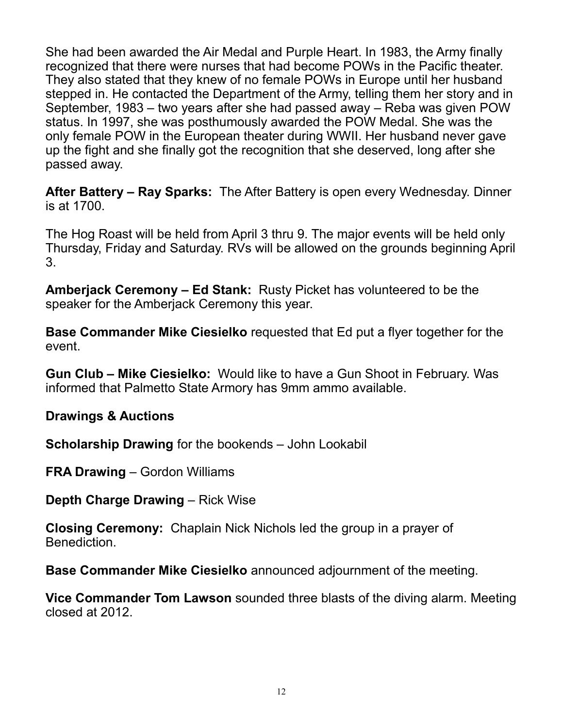She had been awarded the Air Medal and Purple Heart. In 1983, the Army finally recognized that there were nurses that had become POWs in the Pacific theater. They also stated that they knew of no female POWs in Europe until her husband stepped in. He contacted the Department of the Army, telling them her story and in September, 1983 – two years after she had passed away – Reba was given POW status. In 1997, she was posthumously awarded the POW Medal. She was the only female POW in the European theater during WWII. Her husband never gave up the fight and she finally got the recognition that she deserved, long after she passed away.

**After Battery – Ray Sparks:** The After Battery is open every Wednesday. Dinner is at 1700.

The Hog Roast will be held from April 3 thru 9. The major events will be held only Thursday, Friday and Saturday. RVs will be allowed on the grounds beginning April 3.

**Amberjack Ceremony – Ed Stank:** Rusty Picket has volunteered to be the speaker for the Amberjack Ceremony this year.

**Base Commander Mike Ciesielko** requested that Ed put a flyer together for the event.

**Gun Club – Mike Ciesielko:** Would like to have a Gun Shoot in February. Was informed that Palmetto State Armory has 9mm ammo available.

**Drawings & Auctions**

**Scholarship Drawing** for the bookends – John Lookabil

**FRA Drawing** – Gordon Williams

**Depth Charge Drawing** – Rick Wise

**Closing Ceremony:** Chaplain Nick Nichols led the group in a prayer of Benediction.

**Base Commander Mike Ciesielko** announced adjournment of the meeting.

**Vice Commander Tom Lawson** sounded three blasts of the diving alarm. Meeting closed at 2012.